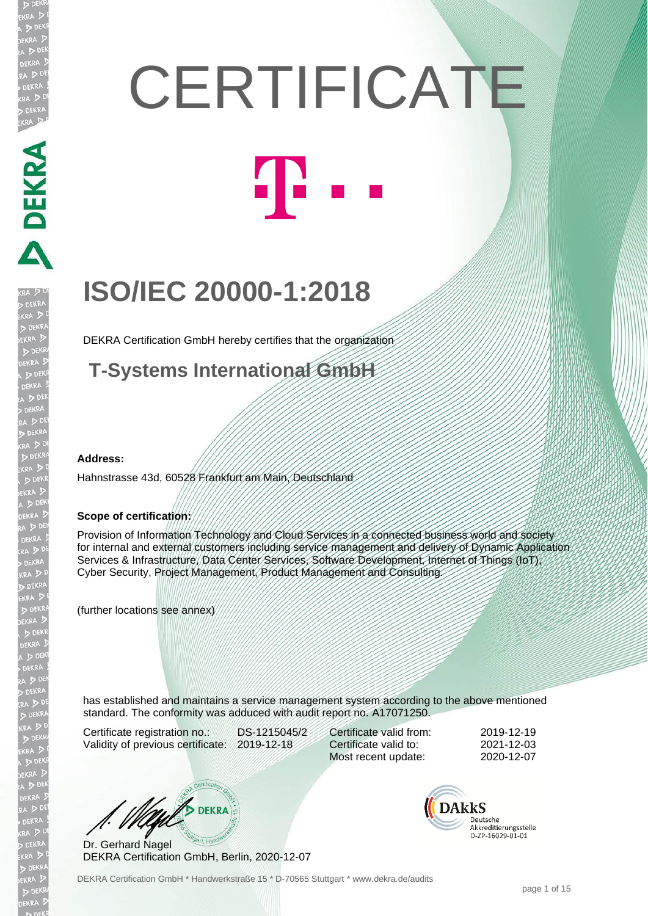# CERTIFICATE

## ISO/IEC 20000-1:2018

DEKRA Certification GmbH hereby certifies that the organization

### T-Systems International GmbH

**Address:**

Hahnstrasse 43d, 60528 Frankfurt am Main, Deutschland

**Scope of certification:**

Provision of Information Technology and Cloud Services in a connected business world and society for internal and external customers including service management and delivery of Dynamic Application Services & Infrastructure, Data Center Services, Software Development, Internet of Things (IoT), Cyber Security, Project Management, Product Management and Consulting.

(further locations see annex)

has established and maintains a service management system according to the above mentioned standard. The conformity was adduced with audit report no. A17071250.

| | | | |
|---|---|---|---|
| Certificate registration no.: | DS-1215045/2 | Certificate valid from: | 2019-12-19 |
| Validity of previous certificate: | 2019-12-18 | Certificate valid to: | 2021-12-03 |
| | | Most recent update: | 2020-12-07 |

Dr. Gerhard Nagel
DEKRA Certification GmbH, Berlin, 2020-12-07

DAkkS Deutsche Akkreditierungsstelle D-ZP-16029-01-01

DEKRA Certification GmbH * Handwerkstraße 15 * D-70565 Stuttgart * www.dekra.de/audits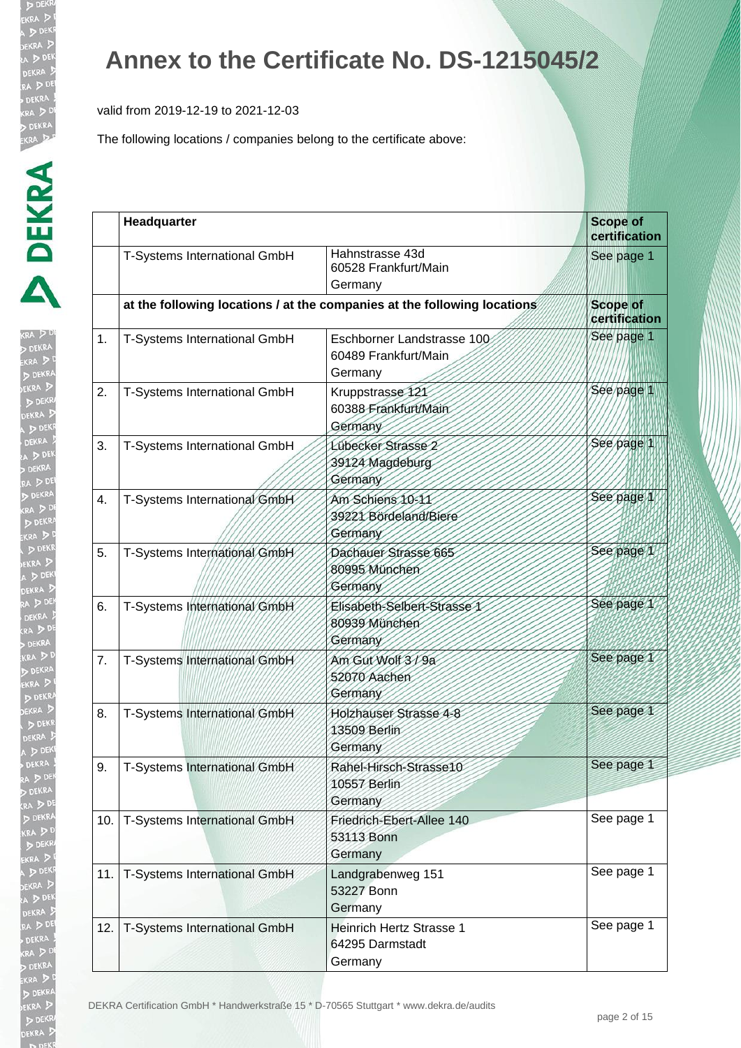# Annex to the Certificate No. DS-1215045/2

valid from 2019-12-19 to 2021-12-03

The following locations / companies belong to the certificate above:

| | **Headquarter** | | **Scope of certification** |
|---|---|---|---|
| | T-Systems International GmbH | Hahnstrasse 43d<br>60528 Frankfurt/Main<br>Germany | See page 1 |
| | **at the following locations / at the companies at the following locations** | | **Scope of certification** |
| 1. | T-Systems International GmbH | Eschborner Landstrasse 100<br>60489 Frankfurt/Main<br>Germany | See page 1 |
| 2. | T-Systems International GmbH | Kruppstrasse 121<br>60388 Frankfurt/Main<br>Germany | See page 1 |
| 3. | T-Systems International GmbH | Lübecker Strasse 2<br>39124 Magdeburg<br>Germany | See page 1 |
| 4. | T-Systems International GmbH | Am Schiens 10-11<br>39221 Bördeland/Biere<br>Germany | See page 1 |
| 5. | T-Systems International GmbH | Dachauer Strasse 665<br>80995 München<br>Germany | See page 1 |
| 6. | T-Systems International GmbH | Elisabeth-Selbert-Strasse 1<br>80939 München<br>Germany | See page 1 |
| 7. | T-Systems International GmbH | Am Gut Wolf 3 / 9a<br>52070 Aachen<br>Germany | See page 1 |
| 8. | T-Systems International GmbH | Holzhauser Strasse 4-8<br>13509 Berlin<br>Germany | See page 1 |
| 9. | T-Systems International GmbH | Rahel-Hirsch-Strasse10<br>10557 Berlin<br>Germany | See page 1 |
| 10. | T-Systems International GmbH | Friedrich-Ebert-Allee 140<br>53113 Bonn<br>Germany | See page 1 |
| 11. | T-Systems International GmbH | Landgrabenweg 151<br>53227 Bonn<br>Germany | See page 1 |
| 12. | T-Systems International GmbH | Heinrich Hertz Strasse 1<br>64295 Darmstadt<br>Germany | See page 1 |

DEKRA Certification GmbH * Handwerkstraße 15 * D-70565 Stuttgart * www.dekra.de/audits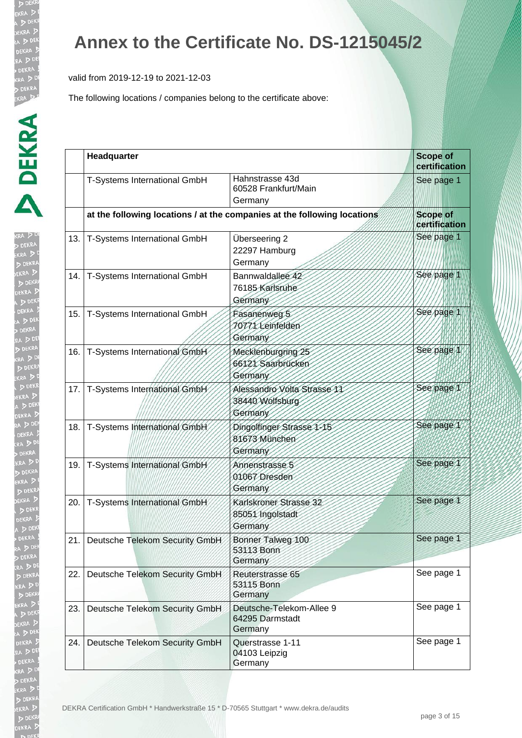# Annex to the Certificate No. DS-1215045/2

valid from 2019-12-19 to 2021-12-03

The following locations / companies belong to the certificate above:

| | **Headquarter** | | **Scope of certification** |
|---|---|---|---|
| | T-Systems International GmbH | Hahnstrasse 43d<br>60528 Frankfurt/Main<br>Germany | See page 1 |
| | **at the following locations / at the companies at the following locations** | | **Scope of certification** |
| 13. | T-Systems International GmbH | Überseering 2<br>22297 Hamburg<br>Germany | See page 1 |
| 14. | T-Systems International GmbH | Bannwaldallee 42<br>76185 Karlsruhe<br>Germany | See page 1 |
| 15. | T-Systems International GmbH | Fasanenweg 5<br>70771 Leinfelden<br>Germany | See page 1 |
| 16. | T-Systems International GmbH | Mecklenburgring 25<br>66121 Saarbrücken<br>Germany | See page 1 |
| 17. | T-Systems International GmbH | Alessandro Volta Strasse 11<br>38440 Wolfsburg<br>Germany | See page 1 |
| 18. | T-Systems International GmbH | Dingolfinger Strasse 1-15<br>81673 München<br>Germany | See page 1 |
| 19. | T-Systems International GmbH | Annenstrasse 5<br>01067 Dresden<br>Germany | See page 1 |
| 20. | T-Systems International GmbH | Karlskroner Strasse 32<br>85051 Ingolstadt<br>Germany | See page 1 |
| 21. | Deutsche Telekom Security GmbH | Bonner Talweg 100<br>53113 Bonn<br>Germany | See page 1 |
| 22. | Deutsche Telekom Security GmbH | Reuterstrasse 65<br>53115 Bonn<br>Germany | See page 1 |
| 23. | Deutsche Telekom Security GmbH | Deutsche-Telekom-Allee 9<br>64295 Darmstadt<br>Germany | See page 1 |
| 24. | Deutsche Telekom Security GmbH | Querstrasse 1-11<br>04103 Leipzig<br>Germany | See page 1 |

DEKRA Certification GmbH * Handwerkstraße 15 * D-70565 Stuttgart * www.dekra.de/audits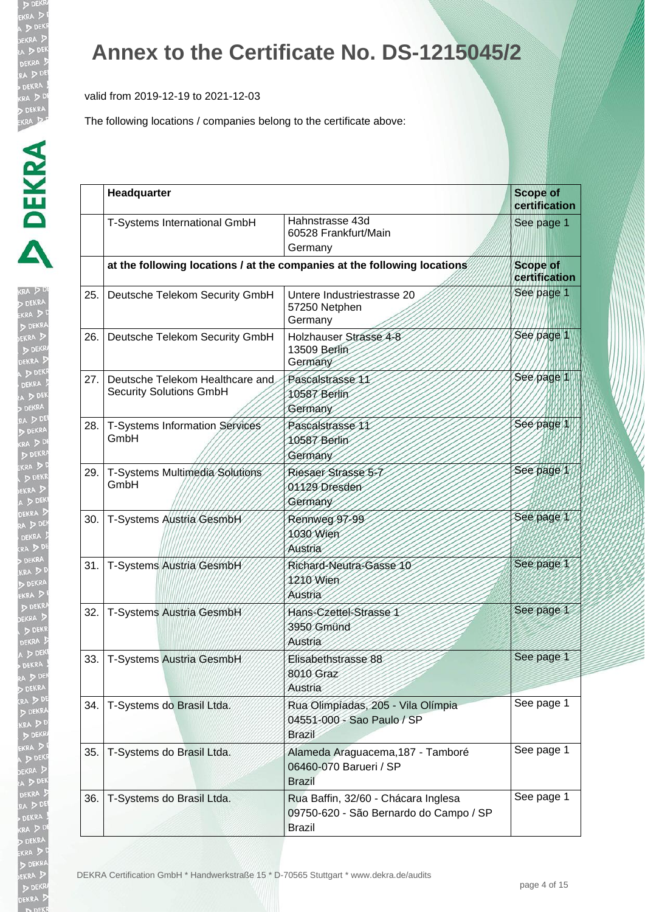# Annex to the Certificate No. DS-1215045/2

valid from 2019-12-19 to 2021-12-03

The following locations / companies belong to the certificate above:

| | Headquarter | | Scope of certification |
|---|---|---|---|
| | T-Systems International GmbH | Hahnstrasse 43d<br>60528 Frankfurt/Main<br>Germany | See page 1 |
| | at the following locations / at the companies at the following locations | | Scope of certification |
| 25. | Deutsche Telekom Security GmbH | Untere Industriestrasse 20<br>57250 Netphen<br>Germany | See page 1 |
| 26. | Deutsche Telekom Security GmbH | Holzhauser Strasse 4-8<br>13509 Berlin<br>Germany | See page 1 |
| 27. | Deutsche Telekom Healthcare and Security Solutions GmbH | Pascalstrasse 11<br>10587 Berlin<br>Germany | See page 1 |
| 28. | T-Systems Information Services GmbH | Pascalstrasse 11<br>10587 Berlin<br>Germany | See page 1 |
| 29. | T-Systems Multimedia Solutions GmbH | Riesaer Strasse 5-7<br>01129 Dresden<br>Germany | See page 1 |
| 30. | T-Systems Austria GesmbH | Rennweg 97-99<br>1030 Wien<br>Austria | See page 1 |
| 31. | T-Systems Austria GesmbH | Richard-Neutra-Gasse 10<br>1210 Wien<br>Austria | See page 1 |
| 32. | T-Systems Austria GesmbH | Hans-Czettel-Strasse 1<br>3950 Gmünd<br>Austria | See page 1 |
| 33. | T-Systems Austria GesmbH | Elisabethstrasse 88<br>8010 Graz<br>Austria | See page 1 |
| 34. | T-Systems do Brasil Ltda. | Rua Olimpíadas, 205 - Vila Olímpia<br>04551-000 - Sao Paulo / SP<br>Brazil | See page 1 |
| 35. | T-Systems do Brasil Ltda. | Alameda Araguacema,187 - Tamboré<br>06460-070 Barueri / SP<br>Brazil | See page 1 |
| 36. | T-Systems do Brasil Ltda. | Rua Baffin, 32/60 - Chácara Inglesa<br>09750-620 - São Bernardo do Campo / SP<br>Brazil | See page 1 |

DEKRA Certification GmbH * Handwerkstraße 15 * D-70565 Stuttgart * www.dekra.de/audits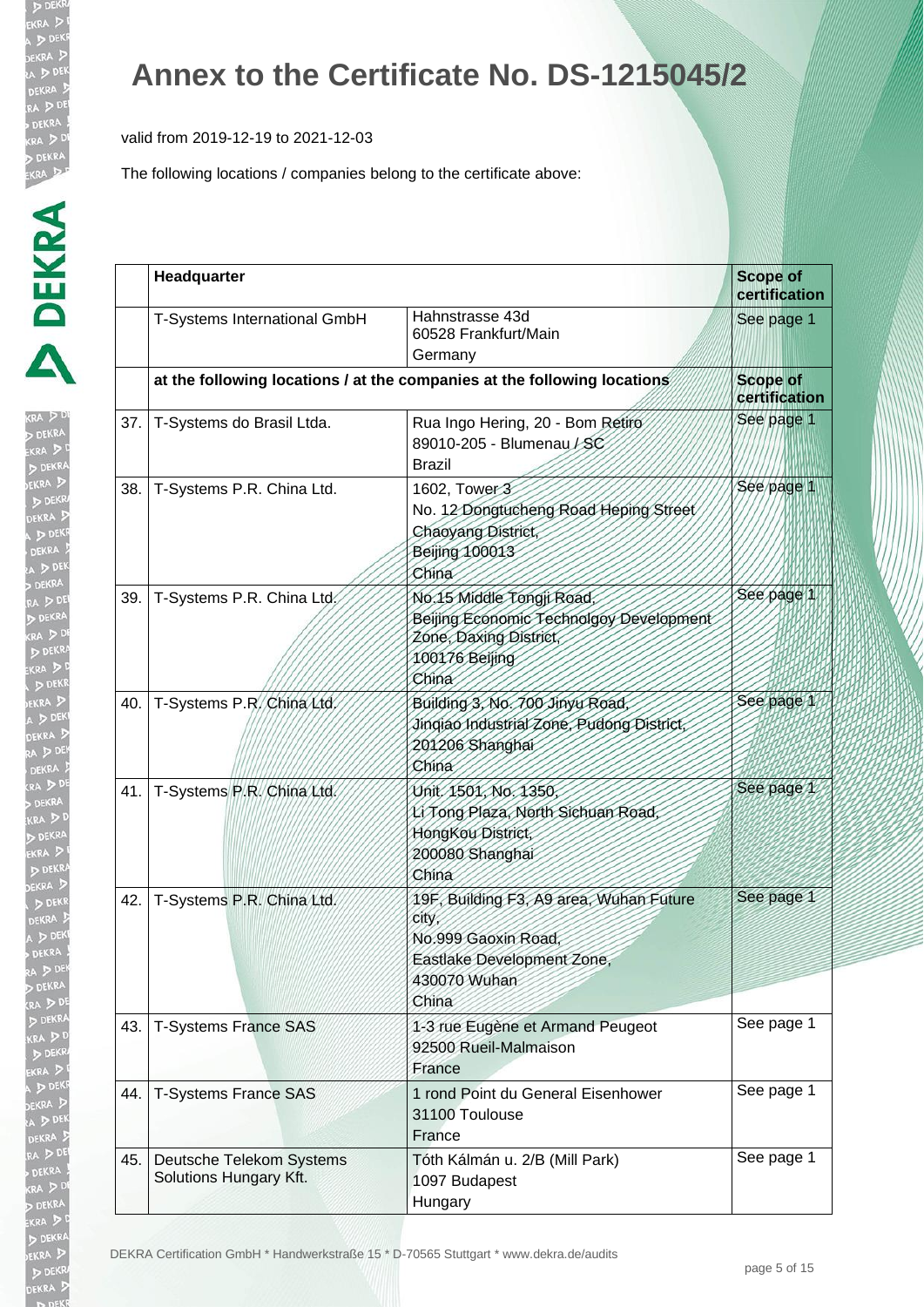# Annex to the Certificate No. DS-1215045/2

valid from 2019-12-19 to 2021-12-03

The following locations / companies belong to the certificate above:

| | Headquarter | | Scope of certification |
|---|---|---|---|
| | T-Systems International GmbH | Hahnstrasse 43d<br>60528 Frankfurt/Main<br>Germany | See page 1 |
| | **at the following locations / at the companies at the following locations** | | **Scope of certification** |
| 37. | T-Systems do Brasil Ltda. | Rua Ingo Hering, 20 - Bom Retiro<br>89010-205 - Blumenau / SC<br>Brazil | See page 1 |
| 38. | T-Systems P.R. China Ltd. | 1602, Tower 3<br>No. 12 Dongtucheng Road Heping Street<br>Chaoyang District,<br>Beijing 100013<br>China | See page 1 |
| 39. | T-Systems P.R. China Ltd. | No.15 Middle Tongji Road,<br>Beijing Economic Technolgoy Development Zone, Daxing District,<br>100176 Beijing<br>China | See page 1 |
| 40. | T-Systems P.R. China Ltd. | Building 3, No. 700 Jinyu Road,<br>Jinqiao Industrial Zone, Pudong District,<br>201206 Shanghai<br>China | See page 1 |
| 41. | T-Systems P.R. China Ltd. | Unit. 1501, No. 1350,<br>Li Tong Plaza, North Sichuan Road,<br>HongKou District,<br>200080 Shanghai<br>China | See page 1 |
| 42. | T-Systems P.R. China Ltd. | 19F, Building F3, A9 area, Wuhan Future city,<br>No.999 Gaoxin Road,<br>Eastlake Development Zone,<br>430070 Wuhan<br>China | See page 1 |
| 43. | T-Systems France SAS | 1-3 rue Eugène et Armand Peugeot<br>92500 Rueil-Malmaison<br>France | See page 1 |
| 44. | T-Systems France SAS | 1 rond Point du General Eisenhower<br>31100 Toulouse<br>France | See page 1 |
| 45. | Deutsche Telekom Systems Solutions Hungary Kft. | Tóth Kálmán u. 2/B (Mill Park)<br>1097 Budapest<br>Hungary | See page 1 |

DEKRA Certification GmbH * Handwerkstraße 15 * D-70565 Stuttgart * www.dekra.de/audits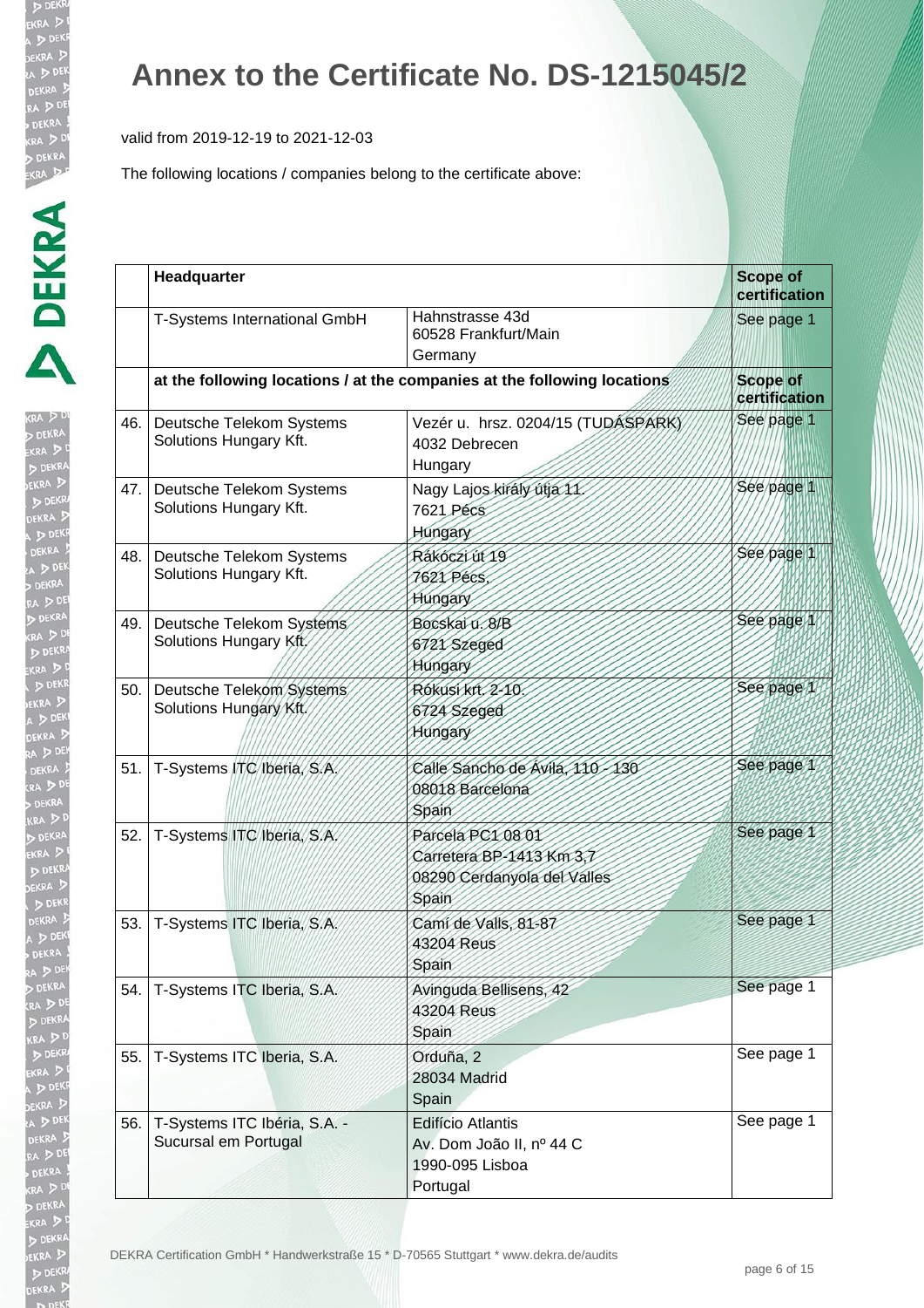# Annex to the Certificate No. DS-1215045/2

valid from 2019-12-19 to 2021-12-03

The following locations / companies belong to the certificate above:

| | Headquarter | | Scope of certification |
|---|---|---|---|
| | T-Systems International GmbH | Hahnstrasse 43d<br>60528 Frankfurt/Main<br>Germany | See page 1 |
| | **at the following locations / at the companies at the following locations** | | **Scope of certification** |
| 46. | Deutsche Telekom Systems Solutions Hungary Kft. | Vezér u. hrsz. 0204/15 (TUDÁSPARK)<br>4032 Debrecen<br>Hungary | See page 1 |
| 47. | Deutsche Telekom Systems Solutions Hungary Kft. | Nagy Lajos király útja 11.<br>7621 Pécs<br>Hungary | See page 1 |
| 48. | Deutsche Telekom Systems Solutions Hungary Kft. | Rákóczi út 19<br>7621 Pécs,<br>Hungary | See page 1 |
| 49. | Deutsche Telekom Systems Solutions Hungary Kft. | Bocskai u. 8/B<br>6721 Szeged<br>Hungary | See page 1 |
| 50. | Deutsche Telekom Systems Solutions Hungary Kft. | Rókusi krt. 2-10.<br>6724 Szeged<br>Hungary | See page 1 |
| 51. | T-Systems ITC Iberia, S.A. | Calle Sancho de Ávila, 110 - 130<br>08018 Barcelona<br>Spain | See page 1 |
| 52. | T-Systems ITC Iberia, S.A. | Parcela PC1 08 01<br>Carretera BP-1413 Km 3,7<br>08290 Cerdanyola del Valles<br>Spain | See page 1 |
| 53. | T-Systems ITC Iberia, S.A. | Camí de Valls, 81-87<br>43204 Reus<br>Spain | See page 1 |
| 54. | T-Systems ITC Iberia, S.A. | Avinguda Bellisens, 42<br>43204 Reus<br>Spain | See page 1 |
| 55. | T-Systems ITC Iberia, S.A. | Orduña, 2<br>28034 Madrid<br>Spain | See page 1 |
| 56. | T-Systems ITC Ibéria, S.A. - Sucursal em Portugal | Edifício Atlantis<br>Av. Dom João II, nº 44 C<br>1990-095 Lisboa<br>Portugal | See page 1 |

DEKRA Certification GmbH * Handwerkstraße 15 * D-70565 Stuttgart * www.dekra.de/audits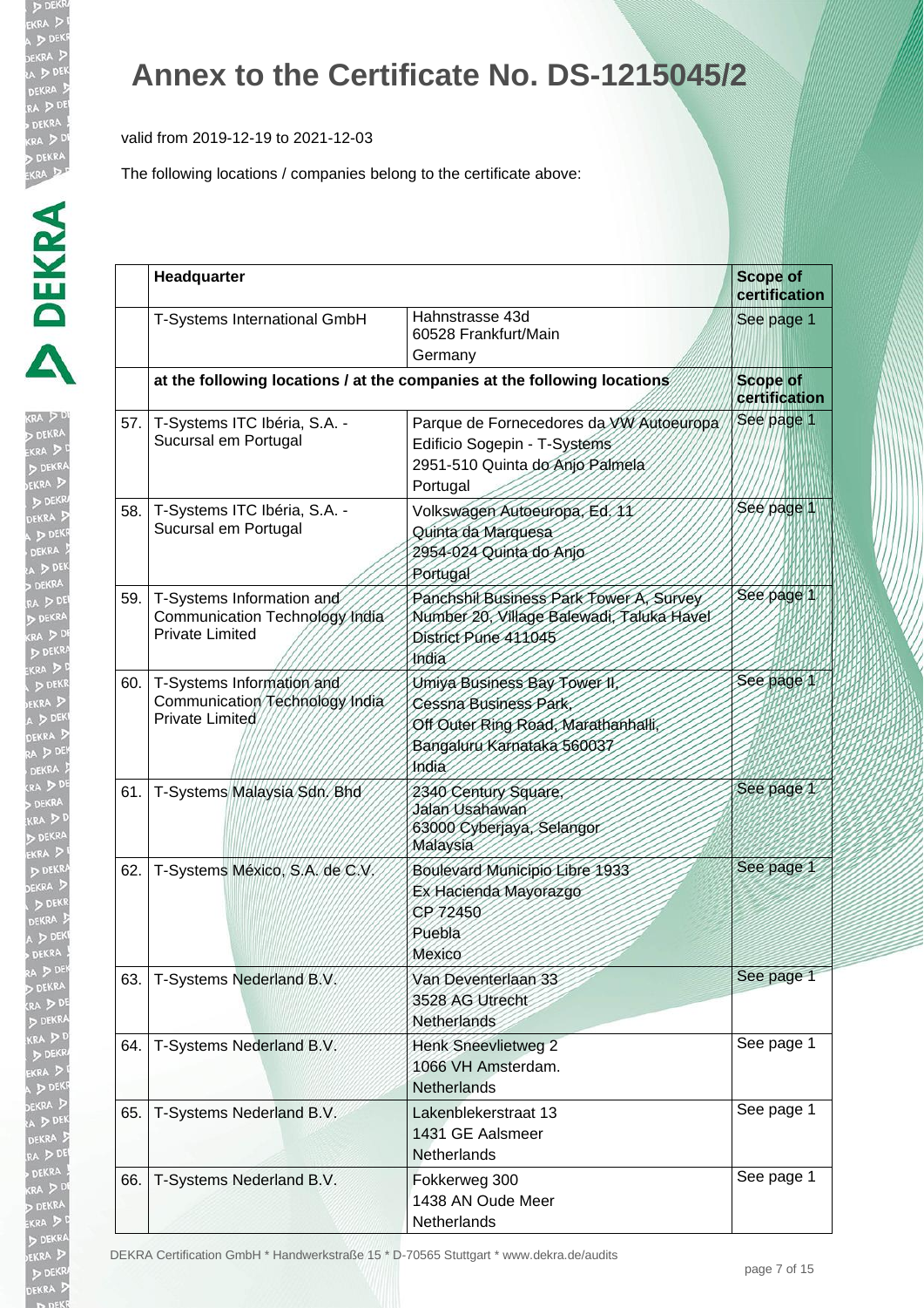# Annex to the Certificate No. DS-1215045/2

valid from 2019-12-19 to 2021-12-03

The following locations / companies belong to the certificate above:

| | Headquarter | | Scope of certification |
|---|---|---|---|
| | T-Systems International GmbH | Hahnstrasse 43d<br>60528 Frankfurt/Main<br>Germany | See page 1 |
| | **at the following locations / at the companies at the following locations** | | **Scope of certification** |
| 57. | T-Systems ITC Ibéria, S.A. - Sucursal em Portugal | Parque de Fornecedores da VW Autoeuropa<br>Edificio Sogepin - T-Systems<br>2951-510 Quinta do Anjo Palmela<br>Portugal | See page 1 |
| 58. | T-Systems ITC Ibéria, S.A. - Sucursal em Portugal | Volkswagen Autoeuropa, Ed. 11<br>Quinta da Marquesa<br>2954-024 Quinta do Anjo<br>Portugal | See page 1 |
| 59. | T-Systems Information and Communication Technology India Private Limited | Panchshil Business Park Tower A, Survey Number 20, Village Balewadi, Taluka Havel District Pune 411045<br>India | See page 1 |
| 60. | T-Systems Information and Communication Technology India Private Limited | Umiya Business Bay Tower II,<br>Cessna Business Park,<br>Off Outer Ring Road, Marathanhalli,<br>Bangaluru Karnataka 560037<br>India | See page 1 |
| 61. | T-Systems Malaysia Sdn. Bhd | 2340 Century Square,<br>Jalan Usahawan<br>63000 Cyberjaya, Selangor<br>Malaysia | See page 1 |
| 62. | T-Systems México, S.A. de C.V. | Boulevard Municipio Libre 1933<br>Ex Hacienda Mayorazgo<br>CP 72450<br>Puebla<br>Mexico | See page 1 |
| 63. | T-Systems Nederland B.V. | Van Deventerlaan 33<br>3528 AG Utrecht<br>Netherlands | See page 1 |
| 64. | T-Systems Nederland B.V. | Henk Sneevlietweg 2<br>1066 VH Amsterdam.<br>Netherlands | See page 1 |
| 65. | T-Systems Nederland B.V. | Lakenblekerstraat 13<br>1431 GE Aalsmeer<br>Netherlands | See page 1 |
| 66. | T-Systems Nederland B.V. | Fokkerweg 300<br>1438 AN Oude Meer<br>Netherlands | See page 1 |

DEKRA Certification GmbH * Handwerkstraße 15 * D-70565 Stuttgart * www.dekra.de/audits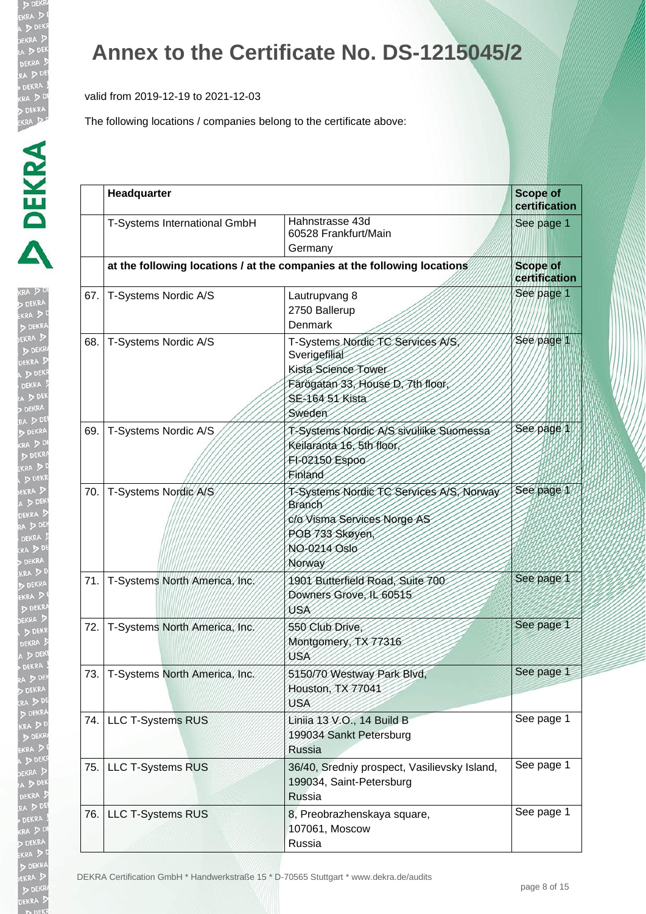# Annex to the Certificate No. DS-1215045/2

valid from 2019-12-19 to 2021-12-03

The following locations / companies belong to the certificate above:

| | **Headquarter** | | **Scope of certification** |
|---|---|---|---|
| | T-Systems International GmbH | Hahnstrasse 43d<br>60528 Frankfurt/Main<br>Germany | See page 1 |
| | **at the following locations / at the companies at the following locations** | | **Scope of certification** |
| 67. | T-Systems Nordic A/S | Lautrupvang 8<br>2750 Ballerup<br>Denmark | See page 1 |
| 68. | T-Systems Nordic A/S | T-Systems Nordic TC Services A/S, Sverigefilial<br>Kista Science Tower<br>Färögatan 33, House D, 7th floor,<br>SE-164 51 Kista<br>Sweden | See page 1 |
| 69. | T-Systems Nordic A/S | T-Systems Nordic A/S sivuliike Suomessa<br>Keilaranta 16, 5th floor,<br>FI-02150 Espoo<br>Finland | See page 1 |
| 70. | T-Systems Nordic A/S | T-Systems Nordic TC Services A/S, Norway Branch<br>c/o Visma Services Norge AS<br>POB 733 Skøyen,<br>NO-0214 Oslo<br>Norway | See page 1 |
| 71. | T-Systems North America, Inc. | 1901 Butterfield Road, Suite 700<br>Downers Grove, IL 60515<br>USA | See page 1 |
| 72. | T-Systems North America, Inc. | 550 Club Drive,<br>Montgomery, TX 77316<br>USA | See page 1 |
| 73. | T-Systems North America, Inc. | 5150/70 Westway Park Blvd,<br>Houston, TX 77041<br>USA | See page 1 |
| 74. | LLC T-Systems RUS | Liniia 13 V.O., 14 Build B<br>199034 Sankt Petersburg<br>Russia | See page 1 |
| 75. | LLC T-Systems RUS | 36/40, Sredniy prospect, Vasilievsky Island,<br>199034, Saint-Petersburg<br>Russia | See page 1 |
| 76. | LLC T-Systems RUS | 8, Preobrazhenskaya square,<br>107061, Moscow<br>Russia | See page 1 |

DEKRA Certification GmbH * Handwerkstraße 15 * D-70565 Stuttgart * www.dekra.de/audits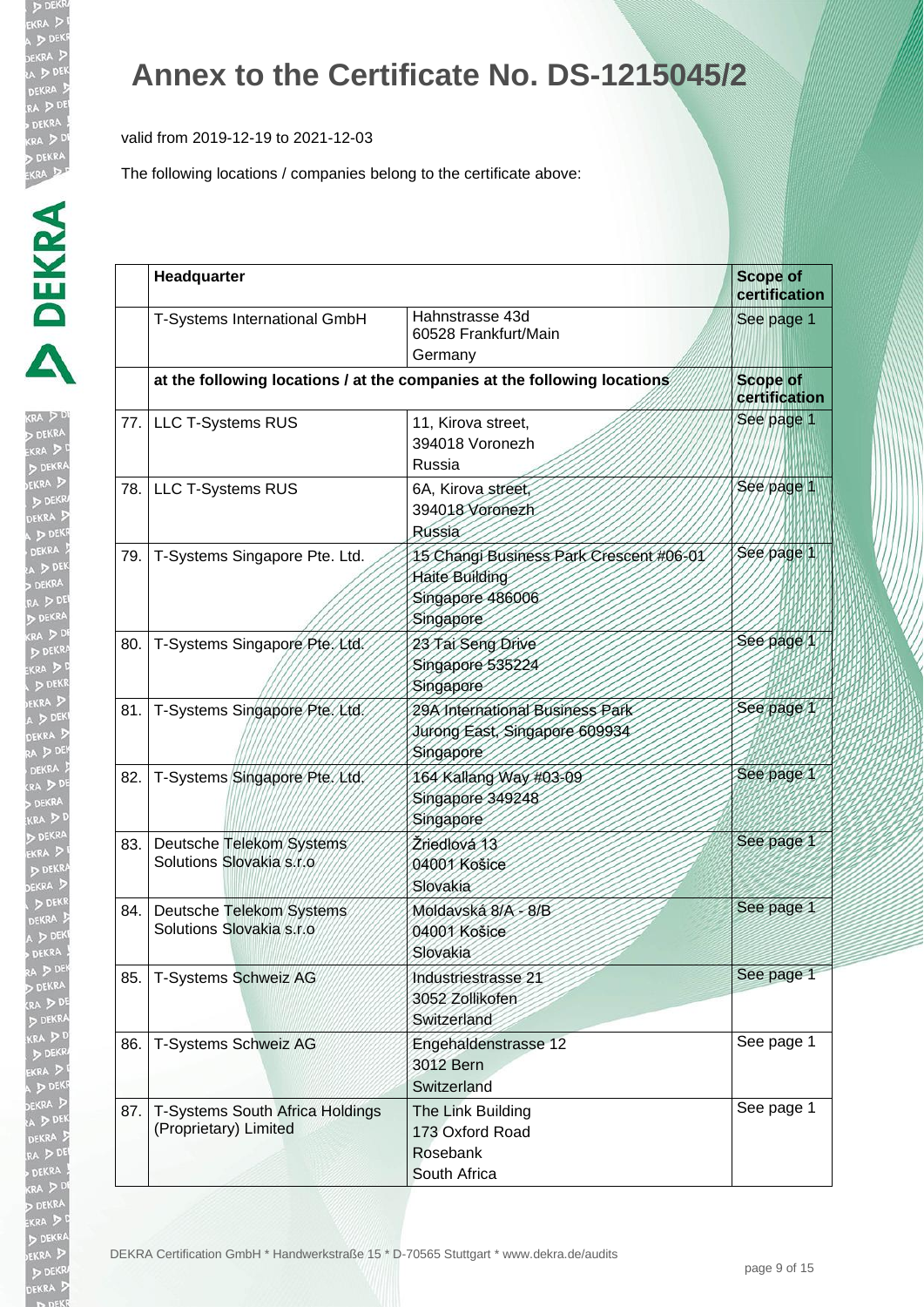# Annex to the Certificate No. DS-1215045/2

valid from 2019-12-19 to 2021-12-03

The following locations / companies belong to the certificate above:

| | Headquarter | | Scope of certification |
|---|---|---|---|
| | T-Systems International GmbH | Hahnstrasse 43d<br>60528 Frankfurt/Main<br>Germany | See page 1 |
| | **at the following locations / at the companies at the following locations** | | **Scope of certification** |
| 77. | LLC T-Systems RUS | 11, Kirova street,<br>394018 Voronezh<br>Russia | See page 1 |
| 78. | LLC T-Systems RUS | 6A, Kirova street,<br>394018 Voronezh<br>Russia | See page 1 |
| 79. | T-Systems Singapore Pte. Ltd. | 15 Changi Business Park Crescent #06-01<br>Haite Building<br>Singapore 486006<br>Singapore | See page 1 |
| 80. | T-Systems Singapore Pte. Ltd. | 23 Tai Seng Drive<br>Singapore 535224<br>Singapore | See page 1 |
| 81. | T-Systems Singapore Pte. Ltd. | 29A International Business Park<br>Jurong East, Singapore 609934<br>Singapore | See page 1 |
| 82. | T-Systems Singapore Pte. Ltd. | 164 Kallang Way #03-09<br>Singapore 349248<br>Singapore | See page 1 |
| 83. | Deutsche Telekom Systems Solutions Slovakia s.r.o | Žriedlová 13<br>04001 Košice<br>Slovakia | See page 1 |
| 84. | Deutsche Telekom Systems Solutions Slovakia s.r.o | Moldavská 8/A - 8/B<br>04001 Košice<br>Slovakia | See page 1 |
| 85. | T-Systems Schweiz AG | Industriestrasse 21<br>3052 Zollikofen<br>Switzerland | See page 1 |
| 86. | T-Systems Schweiz AG | Engehaldenstrasse 12<br>3012 Bern<br>Switzerland | See page 1 |
| 87. | T-Systems South Africa Holdings (Proprietary) Limited | The Link Building<br>173 Oxford Road<br>Rosebank<br>South Africa | See page 1 |

DEKRA Certification GmbH * Handwerkstraße 15 * D-70565 Stuttgart * www.dekra.de/audits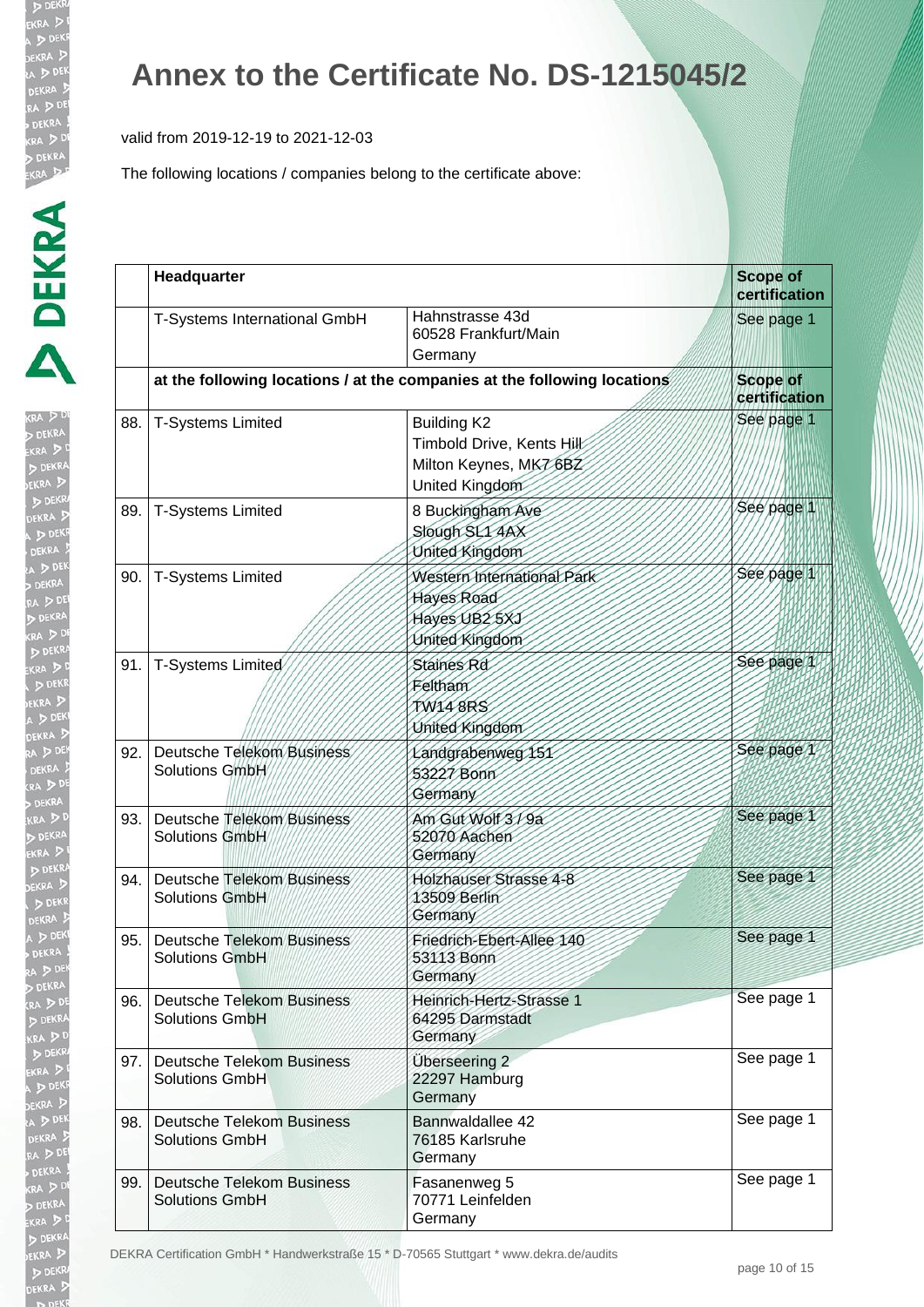# Annex to the Certificate No. DS-1215045/2

valid from 2019-12-19 to 2021-12-03

The following locations / companies belong to the certificate above:

| | Headquarter | | Scope of certification |
|---|---|---|---|
| | T-Systems International GmbH | Hahnstrasse 43d<br>60528 Frankfurt/Main<br>Germany | See page 1 |
| | at the following locations / at the companies at the following locations | | Scope of certification |
| 88. | T-Systems Limited | Building K2<br>Timbold Drive, Kents Hill<br>Milton Keynes, MK7 6BZ<br>United Kingdom | See page 1 |
| 89. | T-Systems Limited | 8 Buckingham Ave<br>Slough SL1 4AX<br>United Kingdom | See page 1 |
| 90. | T-Systems Limited | Western International Park<br>Hayes Road<br>Hayes UB2 5XJ<br>United Kingdom | See page 1 |
| 91. | T-Systems Limited | Staines Rd<br>Feltham<br>TW14 8RS<br>United Kingdom | See page 1 |
| 92. | Deutsche Telekom Business Solutions GmbH | Landgrabenweg 151<br>53227 Bonn<br>Germany | See page 1 |
| 93. | Deutsche Telekom Business Solutions GmbH | Am Gut Wolf 3 / 9a<br>52070 Aachen<br>Germany | See page 1 |
| 94. | Deutsche Telekom Business Solutions GmbH | Holzhauser Strasse 4-8<br>13509 Berlin<br>Germany | See page 1 |
| 95. | Deutsche Telekom Business Solutions GmbH | Friedrich-Ebert-Allee 140<br>53113 Bonn<br>Germany | See page 1 |
| 96. | Deutsche Telekom Business Solutions GmbH | Heinrich-Hertz-Strasse 1<br>64295 Darmstadt<br>Germany | See page 1 |
| 97. | Deutsche Telekom Business Solutions GmbH | Überseering 2<br>22297 Hamburg<br>Germany | See page 1 |
| 98. | Deutsche Telekom Business Solutions GmbH | Bannwaldallee 42<br>76185 Karlsruhe<br>Germany | See page 1 |
| 99. | Deutsche Telekom Business Solutions GmbH | Fasanenweg 5<br>70771 Leinfelden<br>Germany | See page 1 |

DEKRA Certification GmbH * Handwerkstraße 15 * D-70565 Stuttgart * www.dekra.de/audits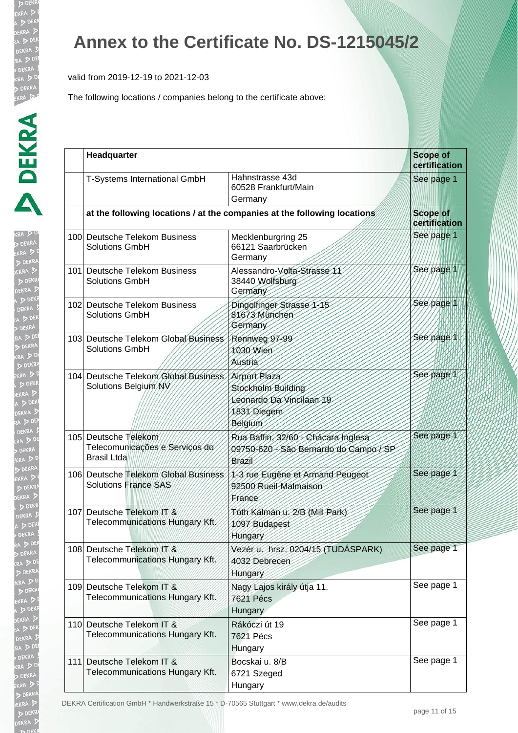# Annex to the Certificate No. DS-1215045/2

valid from 2019-12-19 to 2021-12-03

The following locations / companies belong to the certificate above:

| | Headquarter | | Scope of certification |
|---|---|---|---|
| | T-Systems International GmbH | Hahnstrasse 43d<br>60528 Frankfurt/Main<br>Germany | See page 1 |
| | **at the following locations / at the companies at the following locations** | | **Scope of certification** |
| 100 | Deutsche Telekom Business Solutions GmbH | Mecklenburgring 25<br>66121 Saarbrücken<br>Germany | See page 1 |
| 101 | Deutsche Telekom Business Solutions GmbH | Alessandro-Volta-Strasse 11<br>38440 Wolfsburg<br>Germany | See page 1 |
| 102 | Deutsche Telekom Business Solutions GmbH | Dingolfinger Strasse 1-15<br>81673 München<br>Germany | See page 1 |
| 103 | Deutsche Telekom Global Business Solutions GmbH | Rennweg 97-99<br>1030 Wien<br>Austria | See page 1 |
| 104 | Deutsche Telekom Global Business Solutions Belgium NV | Airport Plaza<br>Stockholm Building<br>Leonardo Da Vincilaan 19<br>1831 Diegem<br>Belgium | See page 1 |
| 105 | Deutsche Telekom Telecomunicações e Serviços do Brasil Ltda | Rua Baffin, 32/60 - Chácara Inglesa<br>09750-620 - São Bernardo do Campo / SP<br>Brazil | See page 1 |
| 106 | Deutsche Telekom Global Business Solutions France SAS | 1-3 rue Eugène et Armand Peugeot<br>92500 Rueil-Malmaison<br>France | See page 1 |
| 107 | Deutsche Telekom IT & Telecommunications Hungary Kft. | Tóth Kálmán u. 2/B (Mill Park)<br>1097 Budapest<br>Hungary | See page 1 |
| 108 | Deutsche Telekom IT & Telecommunications Hungary Kft. | Vezér u. hrsz. 0204/15 (TUDÁSPARK)<br>4032 Debrecen<br>Hungary | See page 1 |
| 109 | Deutsche Telekom IT & Telecommunications Hungary Kft. | Nagy Lajos király útja 11.<br>7621 Pécs<br>Hungary | See page 1 |
| 110 | Deutsche Telekom IT & Telecommunications Hungary Kft. | Rákóczi út 19<br>7621 Pécs<br>Hungary | See page 1 |
| 111 | Deutsche Telekom IT & Telecommunications Hungary Kft. | Bocskai u. 8/B<br>6721 Szeged<br>Hungary | See page 1 |

DEKRA Certification GmbH * Handwerkstraße 15 * D-70565 Stuttgart * www.dekra.de/audits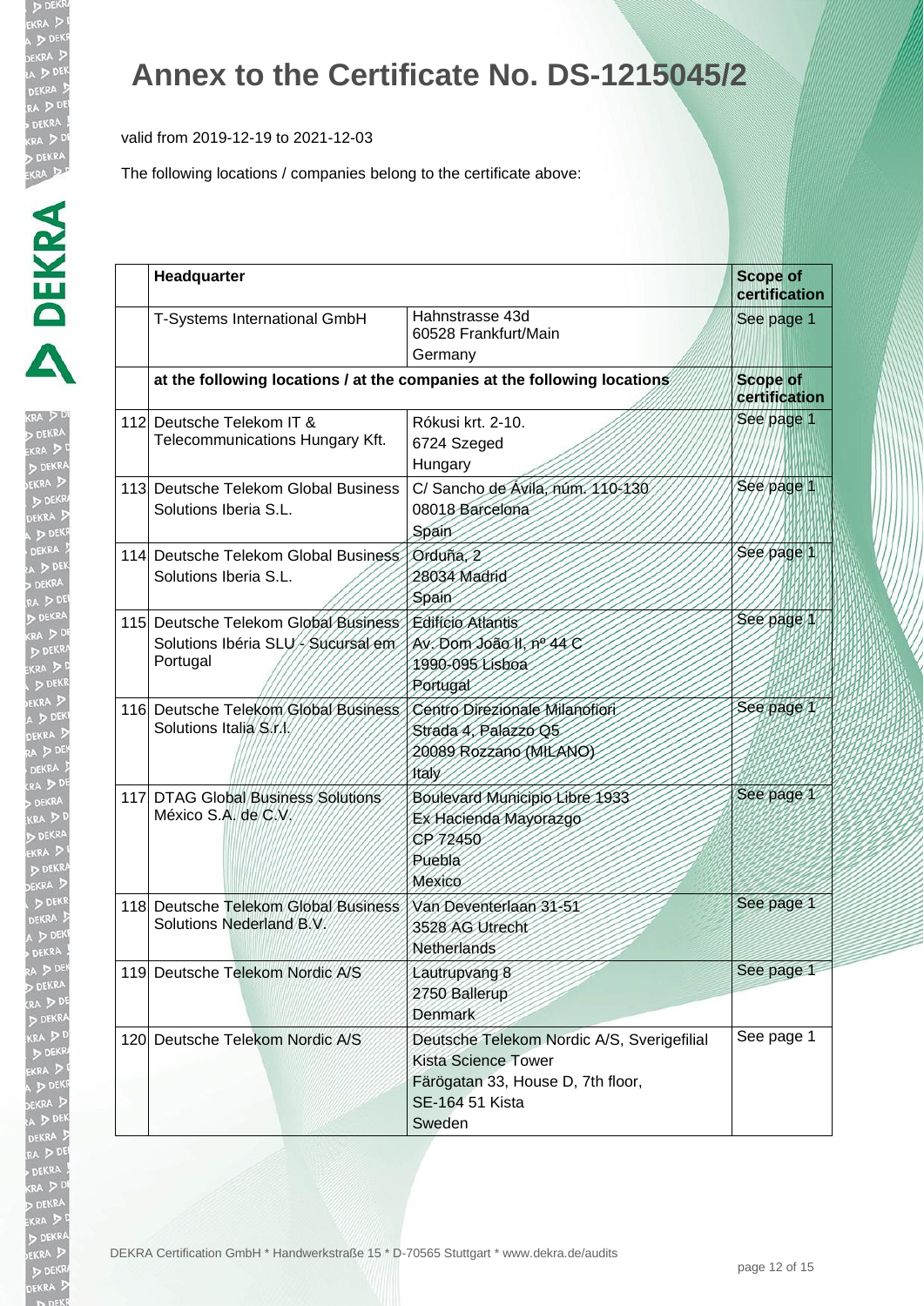# Annex to the Certificate No. DS-1215045/2

valid from 2019-12-19 to 2021-12-03

The following locations / companies belong to the certificate above:

| | **Headquarter** | | **Scope of certification** |
|---|---|---|---|
| | T-Systems International GmbH | Hahnstrasse 43d<br>60528 Frankfurt/Main<br>Germany | See page 1 |
| | **at the following locations / at the companies at the following locations** | | **Scope of certification** |
| 112 | Deutsche Telekom IT & Telecommunications Hungary Kft. | Rókusi krt. 2-10.<br>6724 Szeged<br>Hungary | See page 1 |
| 113 | Deutsche Telekom Global Business Solutions Iberia S.L. | C/ Sancho de Ávila, núm. 110-130<br>08018 Barcelona<br>Spain | See page 1 |
| 114 | Deutsche Telekom Global Business Solutions Iberia S.L. | Orduña, 2<br>28034 Madrid<br>Spain | See page 1 |
| 115 | Deutsche Telekom Global Business Solutions Ibéria SLU - Sucursal em Portugal | Edifício Atlantis<br>Av. Dom João II, nº 44 C<br>1990-095 Lisboa<br>Portugal | See page 1 |
| 116 | Deutsche Telekom Global Business Solutions Italia S.r.l. | Centro Direzionale Milanofiori<br>Strada 4, Palazzo Q5<br>20089 Rozzano (MILANO)<br>Italy | See page 1 |
| 117 | DTAG Global Business Solutions México S.A. de C.V. | Boulevard Municipio Libre 1933<br>Ex Hacienda Mayorazgo<br>CP 72450<br>Puebla<br>Mexico | See page 1 |
| 118 | Deutsche Telekom Global Business Solutions Nederland B.V. | Van Deventerlaan 31-51<br>3528 AG Utrecht<br>Netherlands | See page 1 |
| 119 | Deutsche Telekom Nordic A/S | Lautrupvang 8<br>2750 Ballerup<br>Denmark | See page 1 |
| 120 | Deutsche Telekom Nordic A/S | Deutsche Telekom Nordic A/S, Sverigefilial<br>Kista Science Tower<br>Färögatan 33, House D, 7th floor,<br>SE-164 51 Kista<br>Sweden | See page 1 |

DEKRA Certification GmbH * Handwerkstraße 15 * D-70565 Stuttgart * www.dekra.de/audits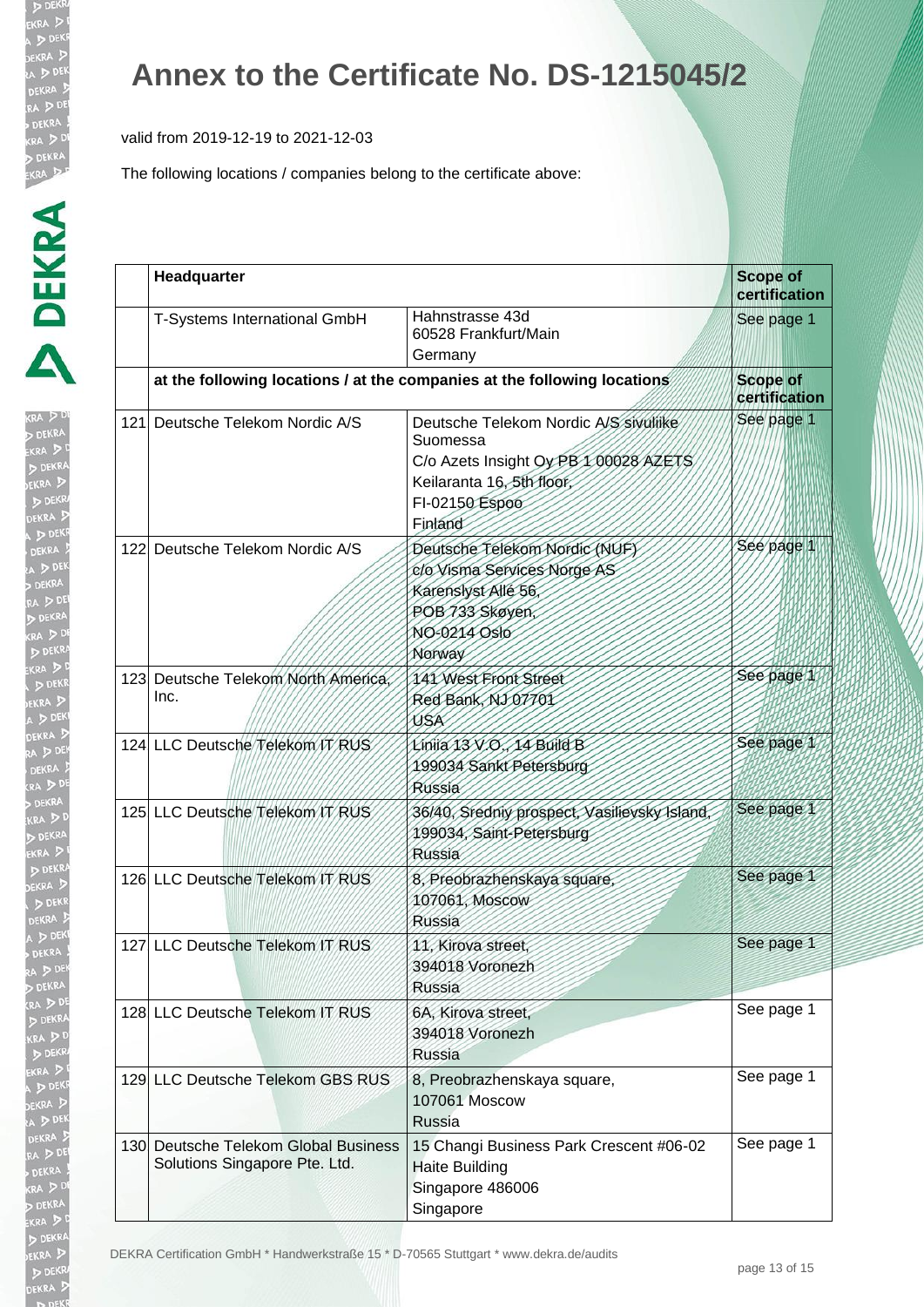# Annex to the Certificate No. DS-1215045/2

valid from 2019-12-19 to 2021-12-03

The following locations / companies belong to the certificate above:

| | Headquarter | | Scope of certification |
|---|---|---|---|
| | T-Systems International GmbH | Hahnstrasse 43d<br>60528 Frankfurt/Main<br>Germany | See page 1 |
| | **at the following locations / at the companies at the following locations** | | **Scope of certification** |
| 121 | Deutsche Telekom Nordic A/S | Deutsche Telekom Nordic A/S sivuliike Suomessa<br>C/o Azets Insight Oy PB 1 00028 AZETS<br>Keilaranta 16, 5th floor,<br>FI-02150 Espoo<br>Finland | See page 1 |
| 122 | Deutsche Telekom Nordic A/S | Deutsche Telekom Nordic (NUF)<br>c/o Visma Services Norge AS<br>Karenslyst Allé 56,<br>POB 733 Skøyen,<br>NO-0214 Oslo<br>Norway | See page 1 |
| 123 | Deutsche Telekom North America, Inc. | 141 West Front Street<br>Red Bank, NJ 07701<br>USA | See page 1 |
| 124 | LLC Deutsche Telekom IT RUS | Liniia 13 V.O., 14 Build B<br>199034 Sankt Petersburg<br>Russia | See page 1 |
| 125 | LLC Deutsche Telekom IT RUS | 36/40, Sredniy prospect, Vasilievsky Island,<br>199034, Saint-Petersburg<br>Russia | See page 1 |
| 126 | LLC Deutsche Telekom IT RUS | 8, Preobrazhenskaya square,<br>107061, Moscow<br>Russia | See page 1 |
| 127 | LLC Deutsche Telekom IT RUS | 11, Kirova street,<br>394018 Voronezh<br>Russia | See page 1 |
| 128 | LLC Deutsche Telekom IT RUS | 6A, Kirova street,<br>394018 Voronezh<br>Russia | See page 1 |
| 129 | LLC Deutsche Telekom GBS RUS | 8, Preobrazhenskaya square,<br>107061 Moscow<br>Russia | See page 1 |
| 130 | Deutsche Telekom Global Business Solutions Singapore Pte. Ltd. | 15 Changi Business Park Crescent #06-02<br>Haite Building<br>Singapore 486006<br>Singapore | See page 1 |

DEKRA Certification GmbH * Handwerkstraße 15 * D-70565 Stuttgart * www.dekra.de/audits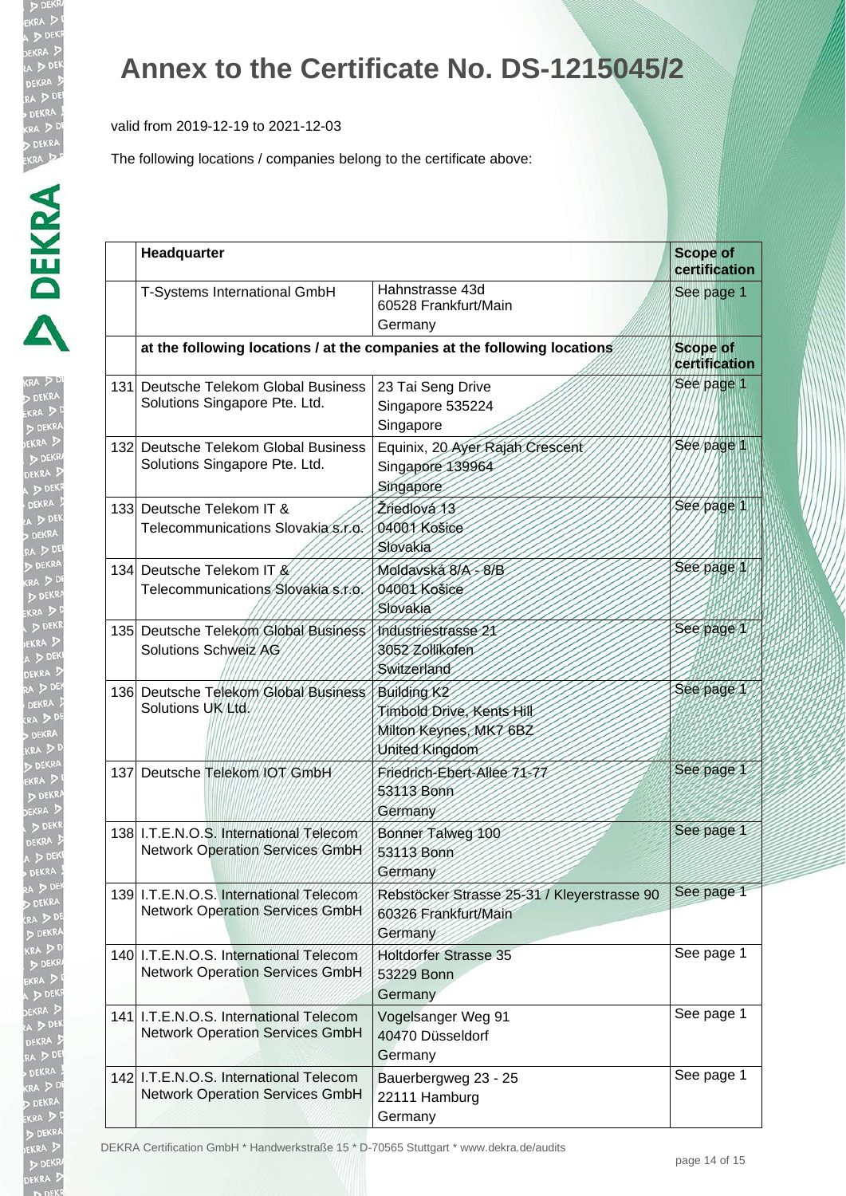# Annex to the Certificate No. DS-1215045/2

valid from 2019-12-19 to 2021-12-03

The following locations / companies belong to the certificate above:

| | **Headquarter** | | **Scope of certification** |
|---|---|---|---|
| | T-Systems International GmbH | Hahnstrasse 43d<br>60528 Frankfurt/Main<br>Germany | See page 1 |
| | **at the following locations / at the companies at the following locations** | | **Scope of certification** |
| 131 | Deutsche Telekom Global Business Solutions Singapore Pte. Ltd. | 23 Tai Seng Drive<br>Singapore 535224<br>Singapore | See page 1 |
| 132 | Deutsche Telekom Global Business Solutions Singapore Pte. Ltd. | Equinix, 20 Ayer Rajah Crescent<br>Singapore 139964<br>Singapore | See page 1 |
| 133 | Deutsche Telekom IT & Telecommunications Slovakia s.r.o. | Žriedlová 13<br>04001 Košice<br>Slovakia | See page 1 |
| 134 | Deutsche Telekom IT & Telecommunications Slovakia s.r.o. | Moldavská 8/A - 8/B<br>04001 Košice<br>Slovakia | See page 1 |
| 135 | Deutsche Telekom Global Business Solutions Schweiz AG | Industriestrasse 21<br>3052 Zollikofen<br>Switzerland | See page 1 |
| 136 | Deutsche Telekom Global Business Solutions UK Ltd. | Building K2<br>Timbold Drive, Kents Hill<br>Milton Keynes, MK7 6BZ<br>United Kingdom | See page 1 |
| 137 | Deutsche Telekom IOT GmbH | Friedrich-Ebert-Allee 71-77<br>53113 Bonn<br>Germany | See page 1 |
| 138 | I.T.E.N.O.S. International Telecom Network Operation Services GmbH | Bonner Talweg 100<br>53113 Bonn<br>Germany | See page 1 |
| 139 | I.T.E.N.O.S. International Telecom Network Operation Services GmbH | Rebstöcker Strasse 25-31 / Kleyerstrasse 90<br>60326 Frankfurt/Main<br>Germany | See page 1 |
| 140 | I.T.E.N.O.S. International Telecom Network Operation Services GmbH | Holtdorfer Strasse 35<br>53229 Bonn<br>Germany | See page 1 |
| 141 | I.T.E.N.O.S. International Telecom Network Operation Services GmbH | Vogelsanger Weg 91<br>40470 Düsseldorf<br>Germany | See page 1 |
| 142 | I.T.E.N.O.S. International Telecom Network Operation Services GmbH | Bauerbergweg 23 - 25<br>22111 Hamburg<br>Germany | See page 1 |

DEKRA Certification GmbH * Handwerkstraße 15 * D-70565 Stuttgart * www.dekra.de/audits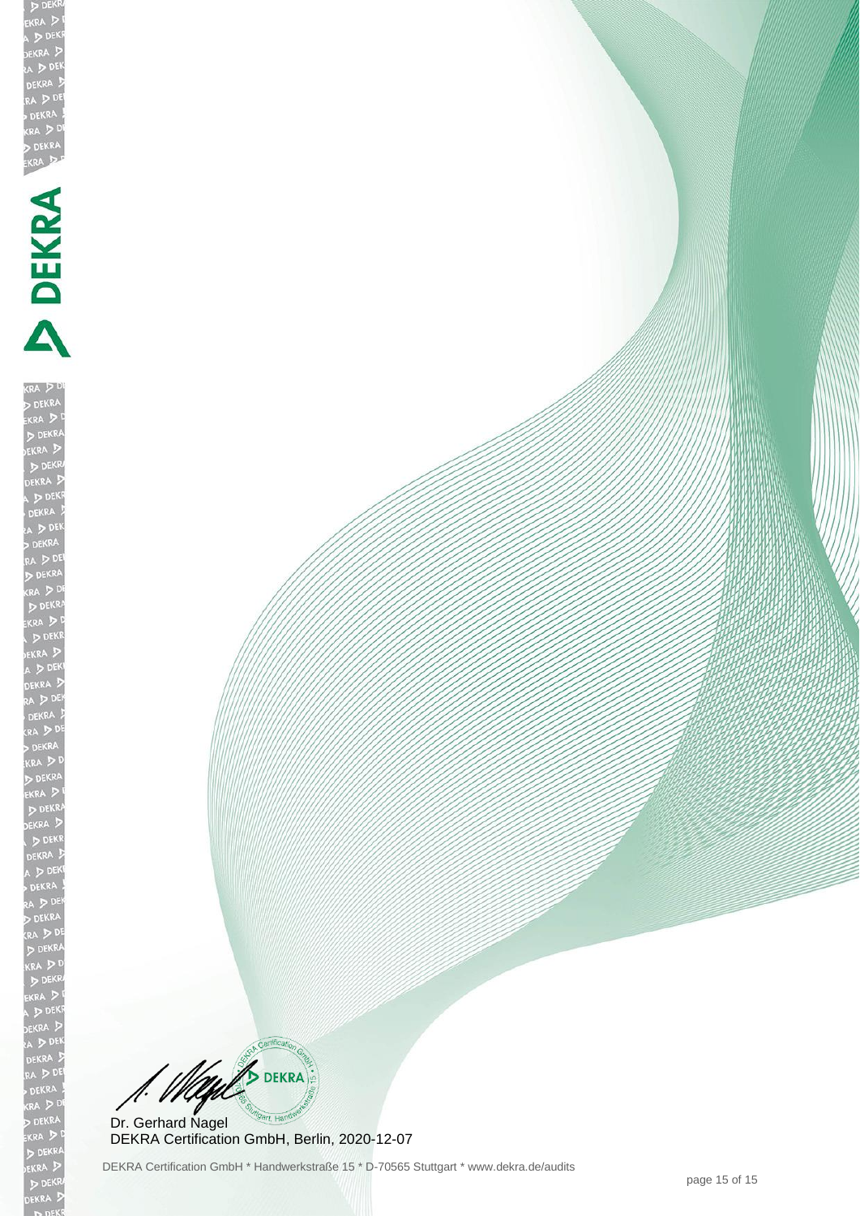Dr. Gerhard Nagel
DEKRA Certification GmbH, Berlin, 2020-12-07

DEKRA Certification GmbH * Handwerkstraße 15 * D-70565 Stuttgart * www.dekra.de/audits